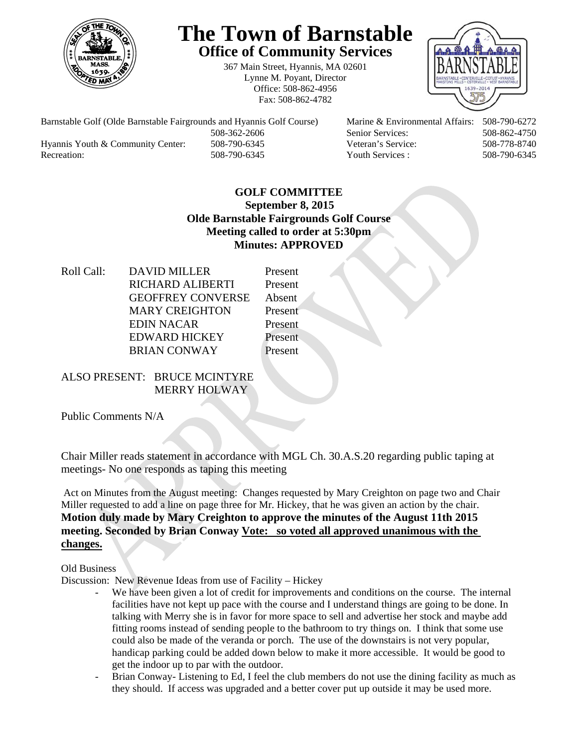# The Town of Barnstable

## Office of Community Services

367 Main Street, Hyannis, MA 02601
Lynne M. Poyant, Director
Office: 508-862-4956
Fax: 508-862-4782

| | | | |
|---|---|---|---|
| Barnstable Golf (Olde Barnstable Fairgrounds and Hyannis Golf Course) | 508-362-2606 | Marine & Environmental Affairs: | 508-790-6272 |
| | | Senior Services: | 508-862-4750 |
| Hyannis Youth & Community Center: | 508-790-6345 | Veteran's Service: | 508-778-8740 |
| Recreation: | 508-790-6345 | Youth Services : | 508-790-6345 |

**GOLF COMMITTEE**
**September 8, 2015**
**Olde Barnstable Fairgrounds Golf Course**
**Meeting called to order at 5:30pm**
**Minutes: APPROVED**

| Roll Call: | | |
|---|---|---|
| | DAVID MILLER | Present |
| | RICHARD ALIBERTI | Present |
| | GEOFFREY CONVERSE | Absent |
| | MARY CREIGHTON | Present |
| | EDIN NACAR | Present |
| | EDWARD HICKEY | Present |
| | BRIAN CONWAY | Present |

ALSO PRESENT: BRUCE MCINTYRE
MERRY HOLWAY

Public Comments N/A

Chair Miller reads statement in accordance with MGL Ch. 30.A.S.20 regarding public taping at meetings- No one responds as taping this meeting

Act on Minutes from the August meeting: Changes requested by Mary Creighton on page two and Chair Miller requested to add a line on page three for Mr. Hickey, that he was given an action by the chair. **Motion duly made by Mary Creighton to approve the minutes of the August 11th 2015 meeting. Seconded by Brian Conway <u>Vote: so voted all approved unanimous with the changes.</u>**

Old Business

Discussion: New Revenue Ideas from use of Facility – Hickey

- We have been given a lot of credit for improvements and conditions on the course. The internal facilities have not kept up pace with the course and I understand things are going to be done. In talking with Merry she is in favor for more space to sell and advertise her stock and maybe add fitting rooms instead of sending people to the bathroom to try things on. I think that some use could also be made of the veranda or porch. The use of the downstairs is not very popular, handicap parking could be added down below to make it more accessible. It would be good to get the indoor up to par with the outdoor.
- Brian Conway- Listening to Ed, I feel the club members do not use the dining facility as much as they should. If access was upgraded and a better cover put up outside it may be used more.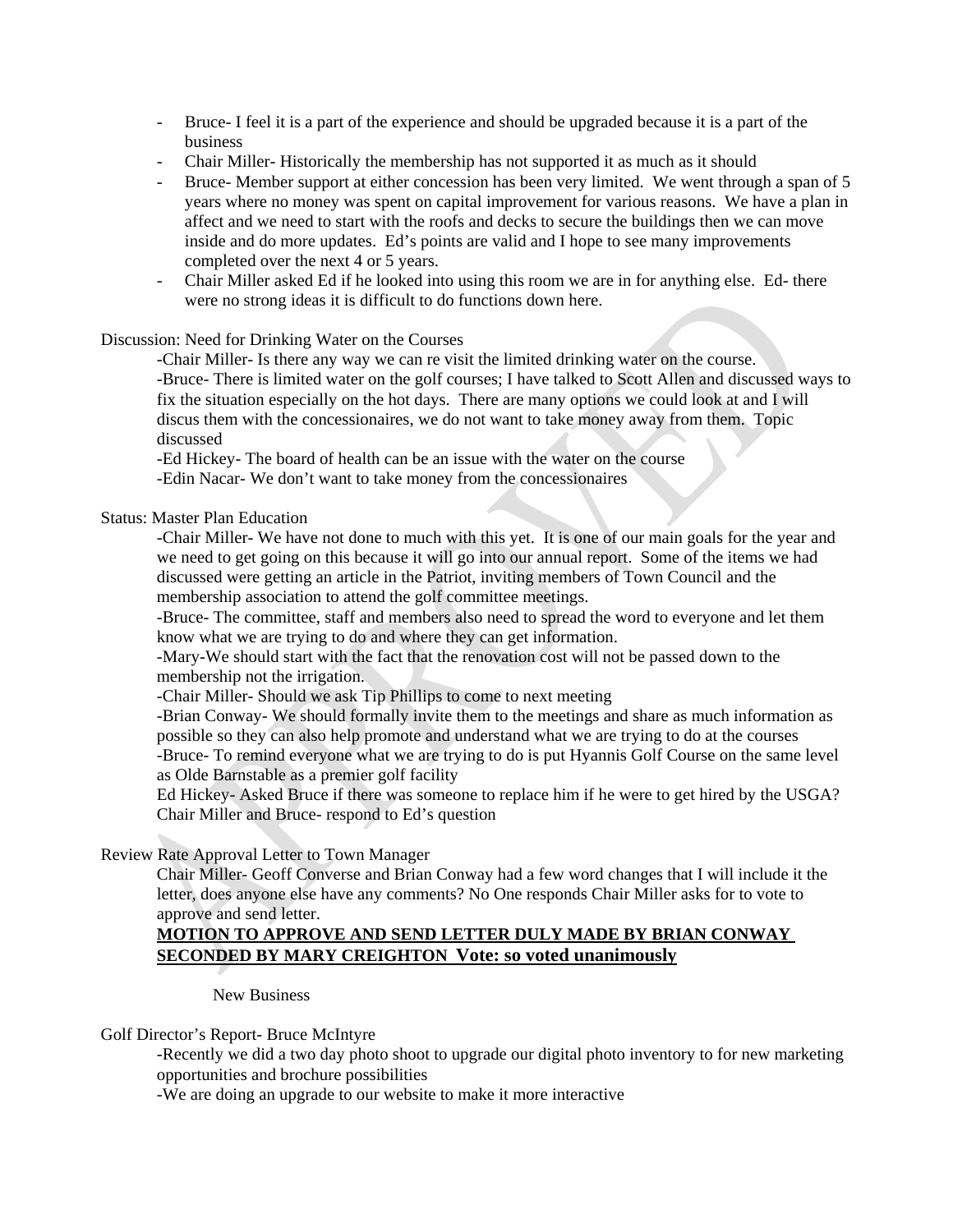- Bruce- I feel it is a part of the experience and should be upgraded because it is a part of the business
- Chair Miller- Historically the membership has not supported it as much as it should
- Bruce- Member support at either concession has been very limited. We went through a span of 5 years where no money was spent on capital improvement for various reasons. We have a plan in affect and we need to start with the roofs and decks to secure the buildings then we can move inside and do more updates. Ed's points are valid and I hope to see many improvements completed over the next 4 or 5 years.
- Chair Miller asked Ed if he looked into using this room we are in for anything else. Ed- there were no strong ideas it is difficult to do functions down here.

Discussion: Need for Drinking Water on the Courses

-Chair Miller- Is there any way we can re visit the limited drinking water on the course.

-Bruce- There is limited water on the golf courses; I have talked to Scott Allen and discussed ways to fix the situation especially on the hot days. There are many options we could look at and I will discus them with the concessionaires, we do not want to take money away from them. Topic discussed

-Ed Hickey- The board of health can be an issue with the water on the course

-Edin Nacar- We don't want to take money from the concessionaires

Status: Master Plan Education

-Chair Miller- We have not done to much with this yet. It is one of our main goals for the year and we need to get going on this because it will go into our annual report. Some of the items we had discussed were getting an article in the Patriot, inviting members of Town Council and the membership association to attend the golf committee meetings.

-Bruce- The committee, staff and members also need to spread the word to everyone and let them know what we are trying to do and where they can get information.

-Mary-We should start with the fact that the renovation cost will not be passed down to the membership not the irrigation.

-Chair Miller- Should we ask Tip Phillips to come to next meeting

-Brian Conway- We should formally invite them to the meetings and share as much information as possible so they can also help promote and understand what we are trying to do at the courses

-Bruce- To remind everyone what we are trying to do is put Hyannis Golf Course on the same level as Olde Barnstable as a premier golf facility

Ed Hickey- Asked Bruce if there was someone to replace him if he were to get hired by the USGA? Chair Miller and Bruce- respond to Ed's question

Review Rate Approval Letter to Town Manager

Chair Miller- Geoff Converse and Brian Conway had a few word changes that I will include it the letter, does anyone else have any comments? No One responds Chair Miller asks for to vote to approve and send letter.

**MOTION TO APPROVE AND SEND LETTER DULY MADE BY BRIAN CONWAY SECONDED BY MARY CREIGHTON Vote: so voted unanimously**

New Business

Golf Director's Report- Bruce McIntyre

-Recently we did a two day photo shoot to upgrade our digital photo inventory to for new marketing opportunities and brochure possibilities

-We are doing an upgrade to our website to make it more interactive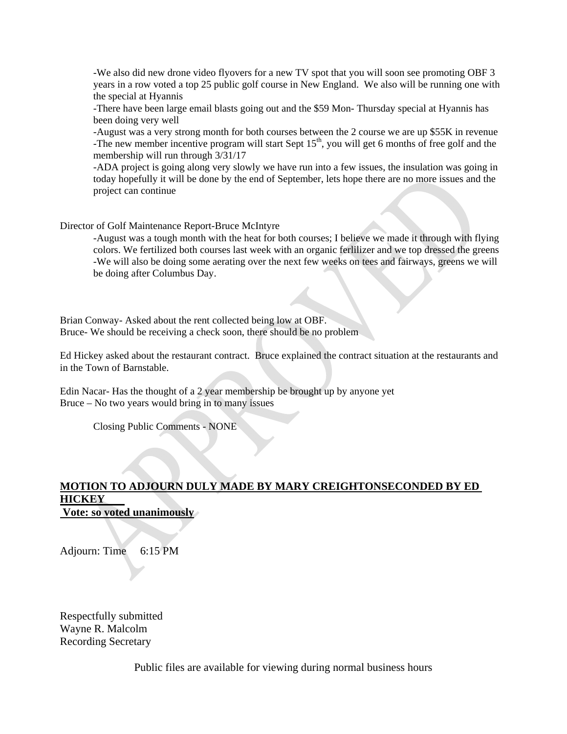-We also did new drone video flyovers for a new TV spot that you will soon see promoting OBF 3 years in a row voted a top 25 public golf course in New England. We also will be running one with the special at Hyannis

-There have been large email blasts going out and the $59 Mon- Thursday special at Hyannis has been doing very well

-August was a very strong month for both courses between the 2 course we are up $55K in revenue

-The new member incentive program will start Sept 15th, you will get 6 months of free golf and the membership will run through 3/31/17

-ADA project is going along very slowly we have run into a few issues, the insulation was going in today hopefully it will be done by the end of September, lets hope there are no more issues and the project can continue

Director of Golf Maintenance Report-Bruce McIntyre

-August was a tough month with the heat for both courses; I believe we made it through with flying colors. We fertilized both courses last week with an organic ferlilizer and we top dressed the greens

-We will also be doing some aerating over the next few weeks on tees and fairways, greens we will be doing after Columbus Day.

Brian Conway- Asked about the rent collected being low at OBF.
Bruce- We should be receiving a check soon, there should be no problem

Ed Hickey asked about the restaurant contract. Bruce explained the contract situation at the restaurants and in the Town of Barnstable.

Edin Nacar- Has the thought of a 2 year membership be brought up by anyone yet
Bruce – No two years would bring in to many issues

Closing Public Comments - NONE

**MOTION TO ADJOURN DULY MADE BY MARY CREIGHTONSECONDED BY ED HICKEY**
**Vote: so voted unanimously**

Adjourn: Time 6:15 PM

Respectfully submitted
Wayne R. Malcolm
Recording Secretary

Public files are available for viewing during normal business hours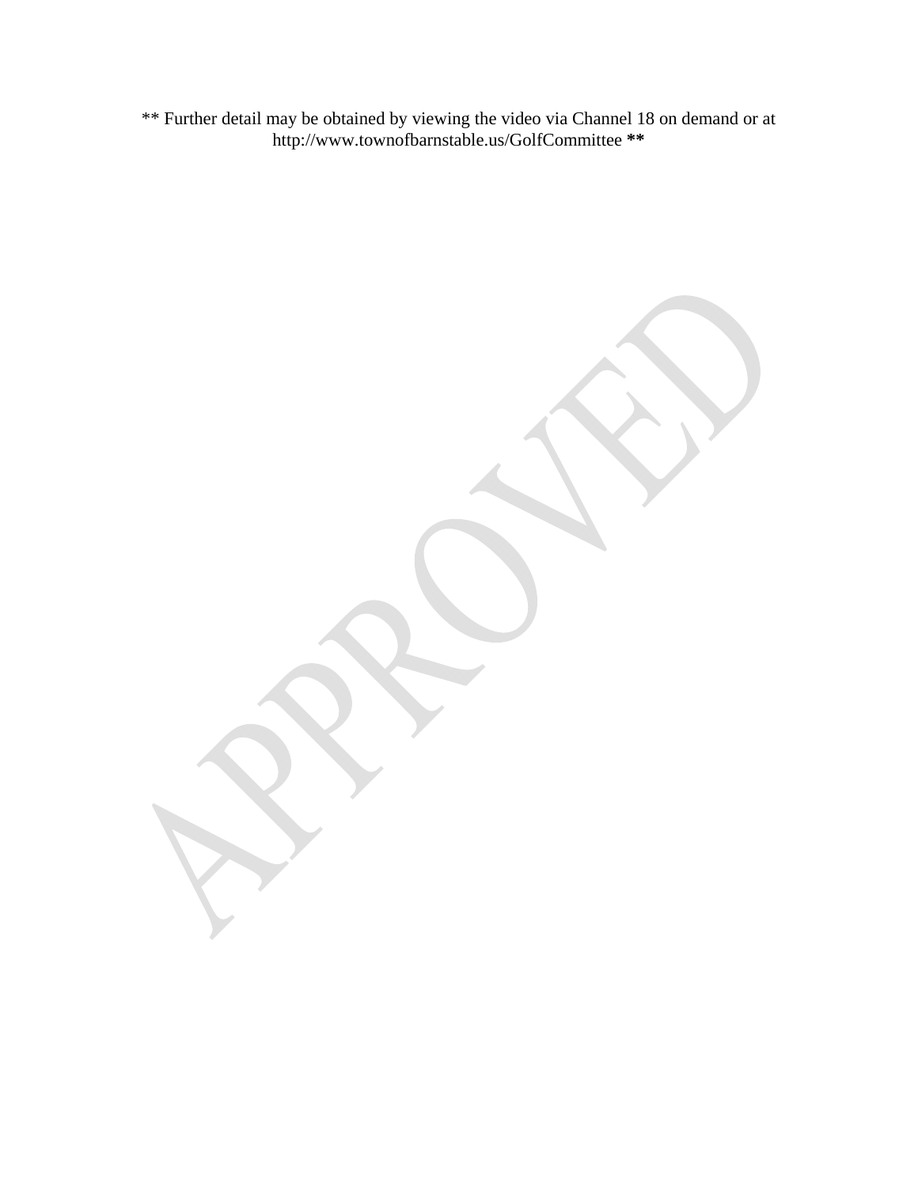** Further detail may be obtained by viewing the video via Channel 18 on demand or at http://www.townofbarnstable.us/GolfCommittee **